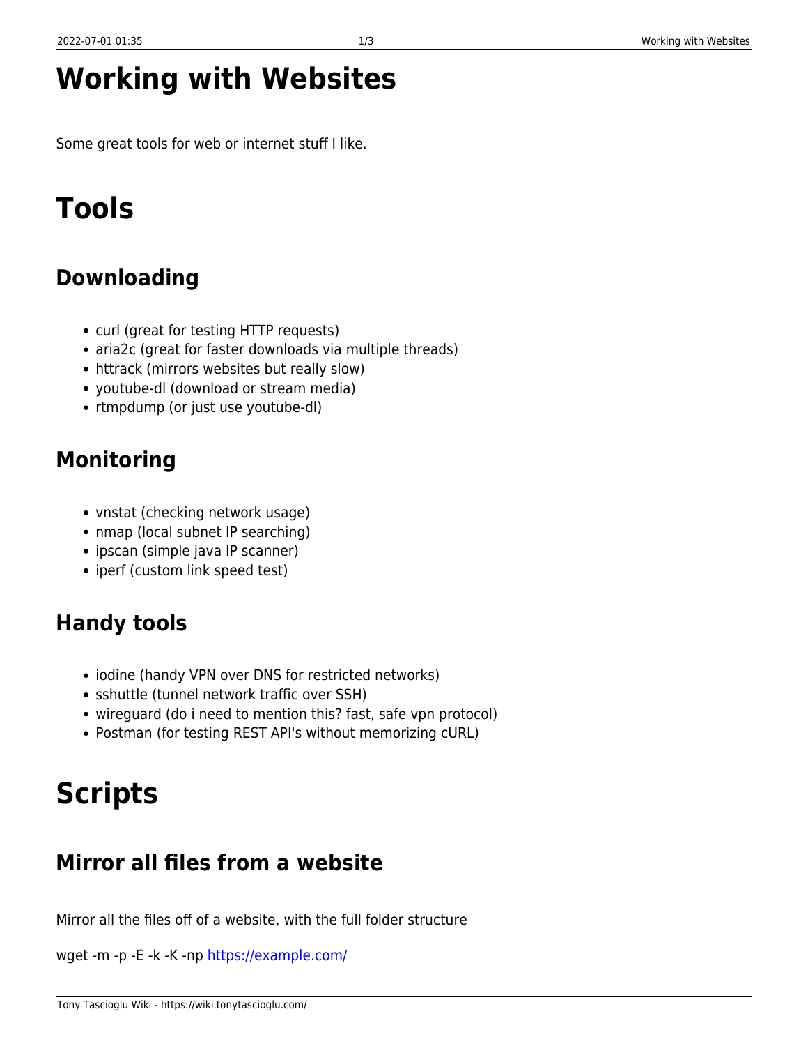# Working with Websites

Some great tools for web or internet stuff I like.

# Tools

## Downloading

- curl (great for testing HTTP requests)
- aria2c (great for faster downloads via multiple threads)
- httrack (mirrors websites but really slow)
- youtube-dl (download or stream media)
- rtmpdump (or just use youtube-dl)

## Monitoring

- vnstat (checking network usage)
- nmap (local subnet IP searching)
- ipscan (simple java IP scanner)
- iperf (custom link speed test)

## Handy tools

- iodine (handy VPN over DNS for restricted networks)
- sshuttle (tunnel network traffic over SSH)
- wireguard (do i need to mention this? fast, safe vpn protocol)
- Postman (for testing REST API's without memorizing cURL)

# Scripts

## Mirror all files from a website

Mirror all the files off of a website, with the full folder structure

wget -m -p -E -k -K -np https://example.com/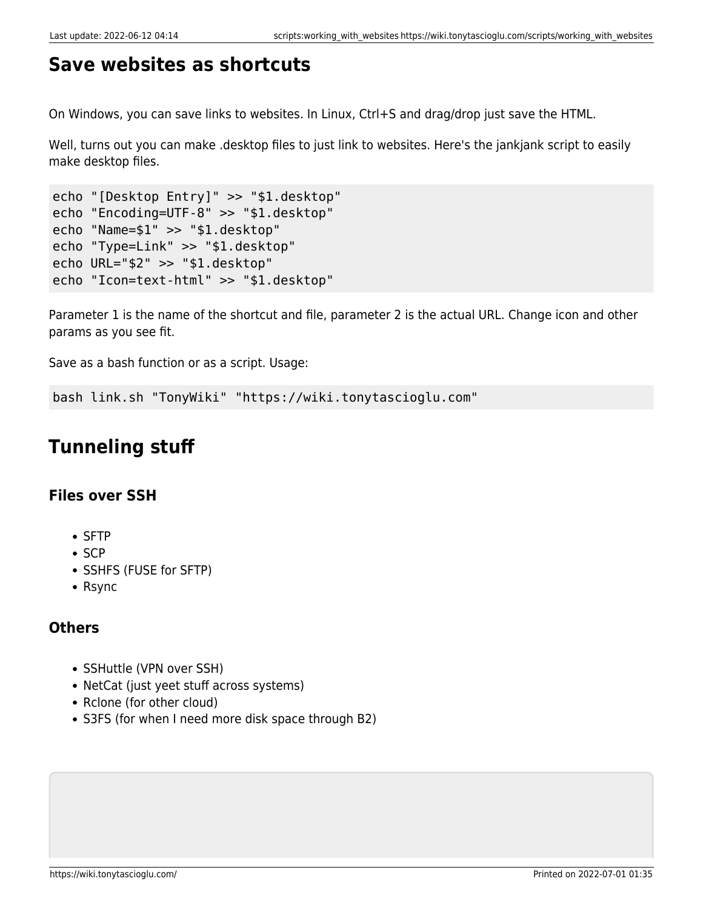## Save websites as shortcuts

On Windows, you can save links to websites. In Linux, Ctrl+S and drag/drop just save the HTML.

Well, turns out you can make .desktop files to just link to websites. Here's the jankjank script to easily make desktop files.

```
echo "[Desktop Entry]" >> "$1.desktop"
echo "Encoding=UTF-8" >> "$1.desktop"
echo "Name=$1" >> "$1.desktop"
echo "Type=Link" >> "$1.desktop"
echo URL="$2" >> "$1.desktop"
echo "Icon=text-html" >> "$1.desktop"
```

Parameter 1 is the name of the shortcut and file, parameter 2 is the actual URL. Change icon and other params as you see fit.

Save as a bash function or as a script. Usage:

```
bash link.sh "TonyWiki" "https://wiki.tonytascioglu.com"
```

## Tunneling stuff

### Files over SSH

- SFTP
- SCP
- SSHFS (FUSE for SFTP)
- Rsync

### Others

- SSHuttle (VPN over SSH)
- NetCat (just yeet stuff across systems)
- Rclone (for other cloud)
- S3FS (for when I need more disk space through B2)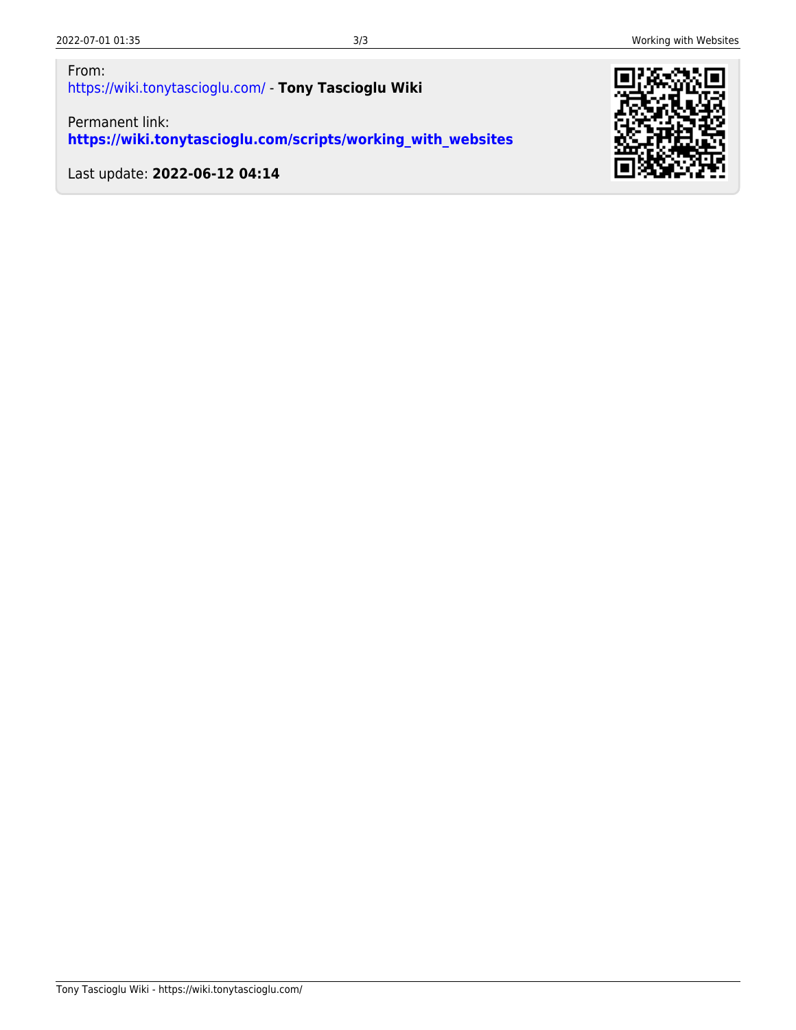From:
https://wiki.tonytascioglu.com/ - **Tony Tascioglu Wiki**

Permanent link:
**https://wiki.tonytascioglu.com/scripts/working_with_websites**

Last update: **2022-06-12 04:14**